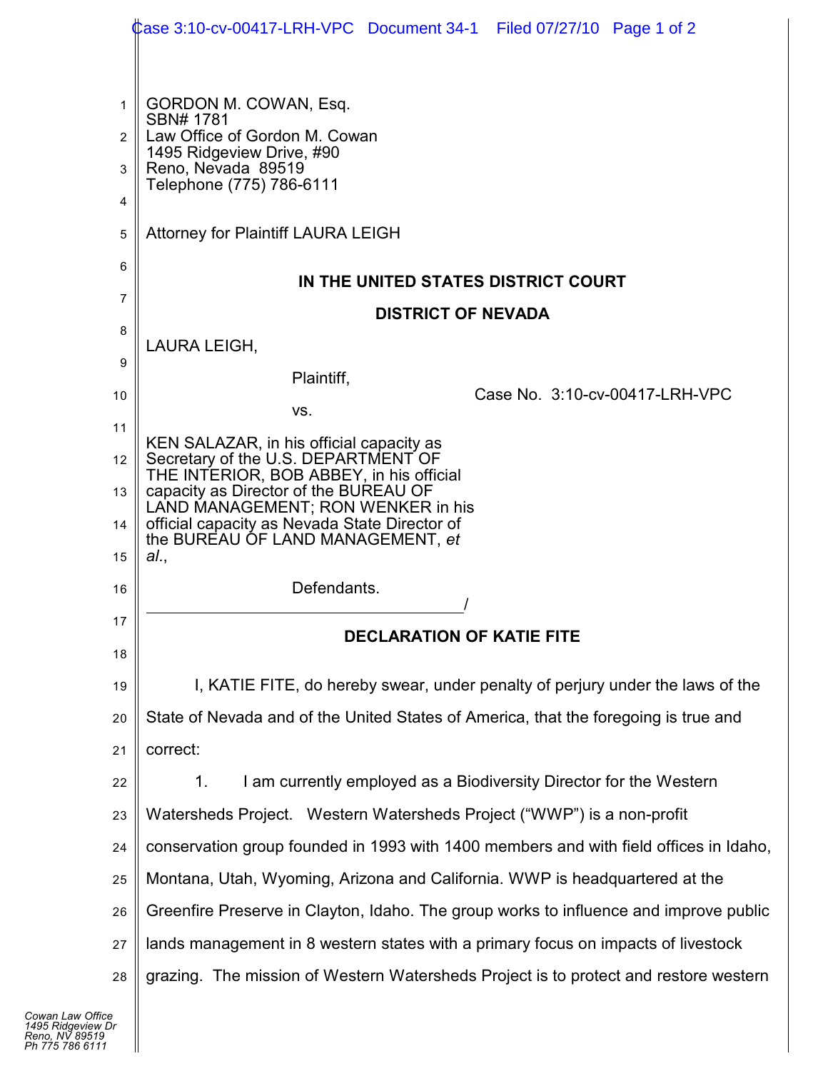GORDON M. COWAN, Esq.
SBN# 1781
Law Office of Gordon M. Cowan
1495 Ridgeview Drive, #90
Reno, Nevada 89519
Telephone (775) 786-6111

Attorney for Plaintiff LAURA LEIGH

**IN THE UNITED STATES DISTRICT COURT**

**DISTRICT OF NEVADA**

LAURA LEIGH,

Plaintiff,

vs.

KEN SALAZAR, in his official capacity as Secretary of the U.S. DEPARTMENT OF THE INTERIOR, BOB ABBEY, in his official capacity as Director of the BUREAU OF LAND MANAGEMENT; RON WENKER in his official capacity as Nevada State Director of the BUREAU OF LAND MANAGEMENT, *et al*.,

Defendants.
/

Case No. 3:10-cv-00417-LRH-VPC

**DECLARATION OF KATIE FITE**

I, KATIE FITE, do hereby swear, under penalty of perjury under the laws of the State of Nevada and of the United States of America, that the foregoing is true and correct:

1. I am currently employed as a Biodiversity Director for the Western Watersheds Project. Western Watersheds Project ("WWP") is a non-profit conservation group founded in 1993 with 1400 members and with field offices in Idaho, Montana, Utah, Wyoming, Arizona and California. WWP is headquartered at the Greenfire Preserve in Clayton, Idaho. The group works to influence and improve public lands management in 8 western states with a primary focus on impacts of livestock grazing. The mission of Western Watersheds Project is to protect and restore western

Cowan Law Office
1495 Ridgeview Dr
Reno, NV 89519
Ph 775 786 6111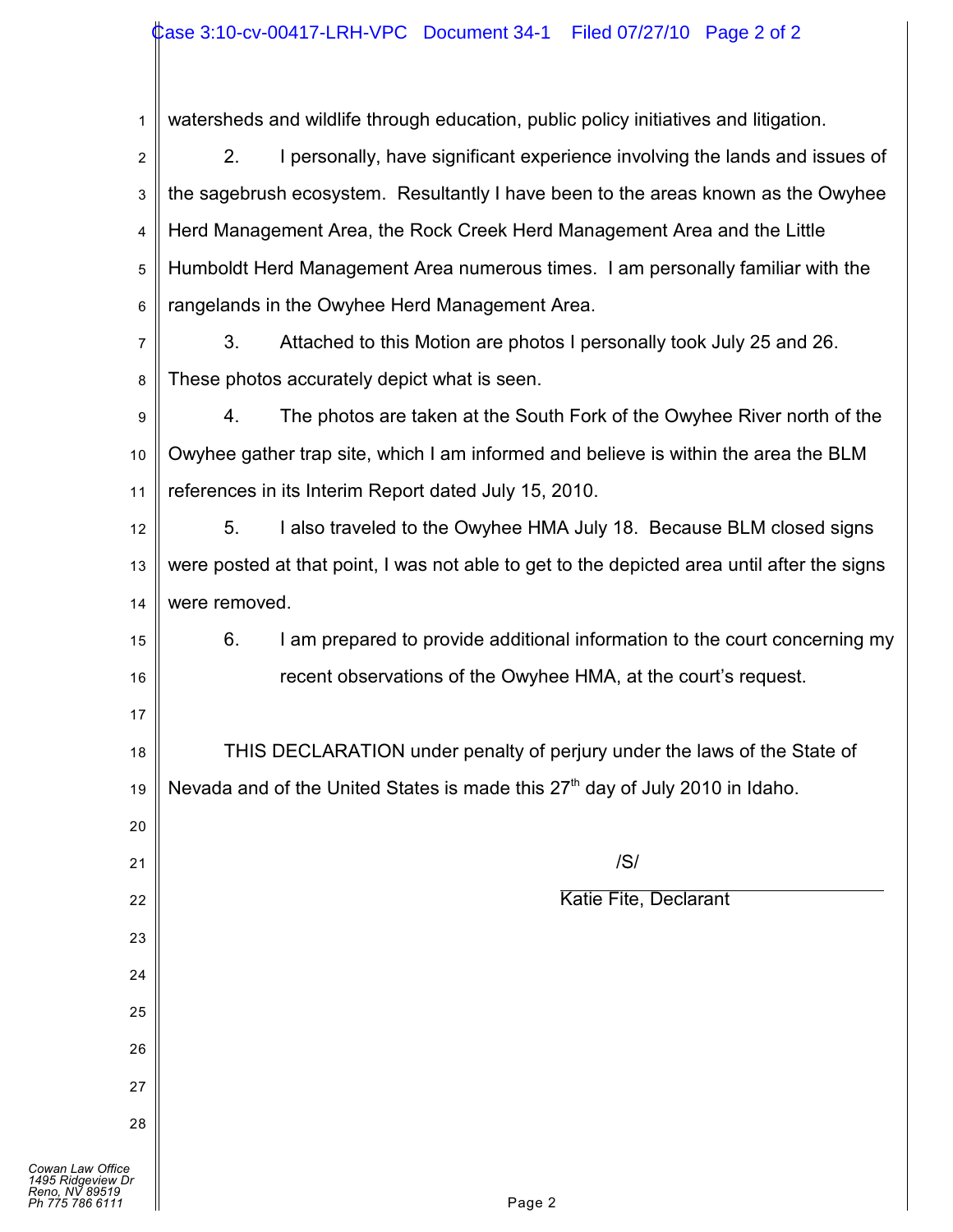watersheds and wildlife through education, public policy initiatives and litigation.

2. I personally, have significant experience involving the lands and issues of the sagebrush ecosystem. Resultantly I have been to the areas known as the Owyhee Herd Management Area, the Rock Creek Herd Management Area and the Little Humboldt Herd Management Area numerous times. I am personally familiar with the rangelands in the Owyhee Herd Management Area.

3. Attached to this Motion are photos I personally took July 25 and 26. These photos accurately depict what is seen.

4. The photos are taken at the South Fork of the Owyhee River north of the Owyhee gather trap site, which I am informed and believe is within the area the BLM references in its Interim Report dated July 15, 2010.

5. I also traveled to the Owyhee HMA July 18. Because BLM closed signs were posted at that point, I was not able to get to the depicted area until after the signs were removed.

6. I am prepared to provide additional information to the court concerning my recent observations of the Owyhee HMA, at the court's request.

THIS DECLARATION under penalty of perjury under the laws of the State of Nevada and of the United States is made this 27th day of July 2010 in Idaho.

/S/

Katie Fite, Declarant

*Cowan Law Office*
*1495 Ridgeview Dr*
*Reno, NV 89519*
*Ph 775 786 6111*